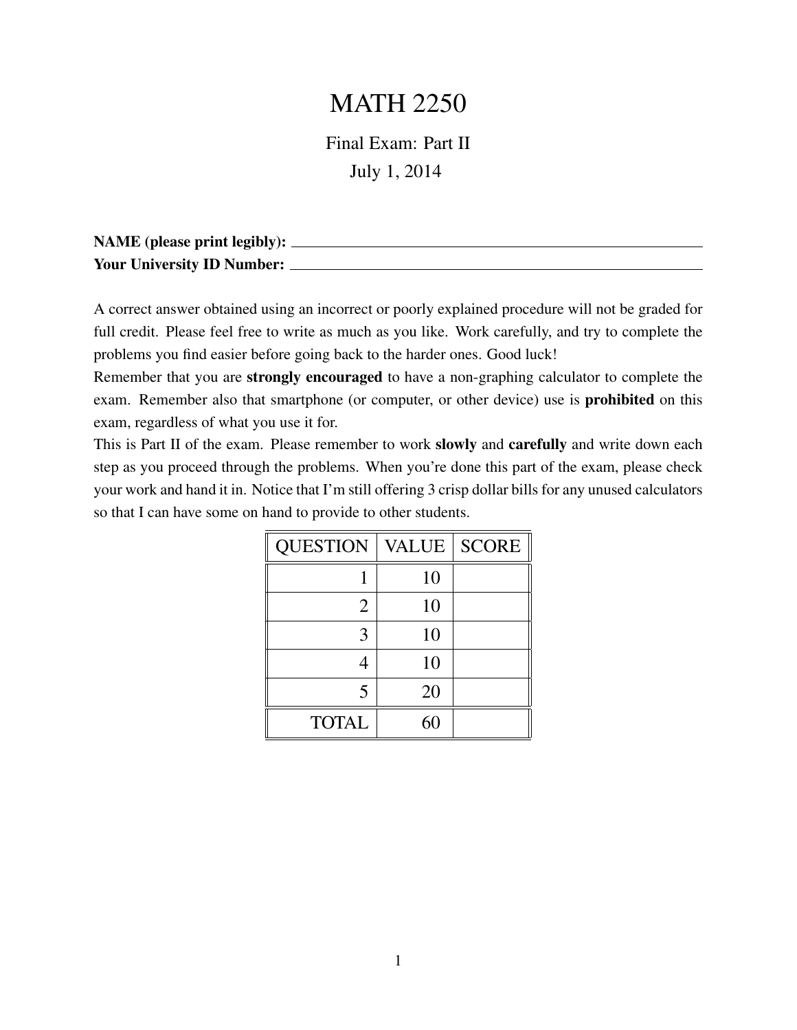# MATH 2250

Final Exam: Part II

July 1, 2014

**NAME (please print legibly):** ______________________________

**Your University ID Number:** ______________________________

A correct answer obtained using an incorrect or poorly explained procedure will not be graded for full credit. Please feel free to write as much as you like. Work carefully, and try to complete the problems you find easier before going back to the harder ones. Good luck!

Remember that you are **strongly encouraged** to have a non-graphing calculator to complete the exam. Remember also that smartphone (or computer, or other device) use is **prohibited** on this exam, regardless of what you use it for.

This is Part II of the exam. Please remember to work **slowly** and **carefully** and write down each step as you proceed through the problems. When you're done this part of the exam, please check your work and hand it in. Notice that I'm still offering 3 crisp dollar bills for any unused calculators so that I can have some on hand to provide to other students.

| QUESTION | VALUE | SCORE |
|---|---|---|
| 1 | 10 | |
| 2 | 10 | |
| 3 | 10 | |
| 4 | 10 | |
| 5 | 20 | |
| TOTAL | 60 | |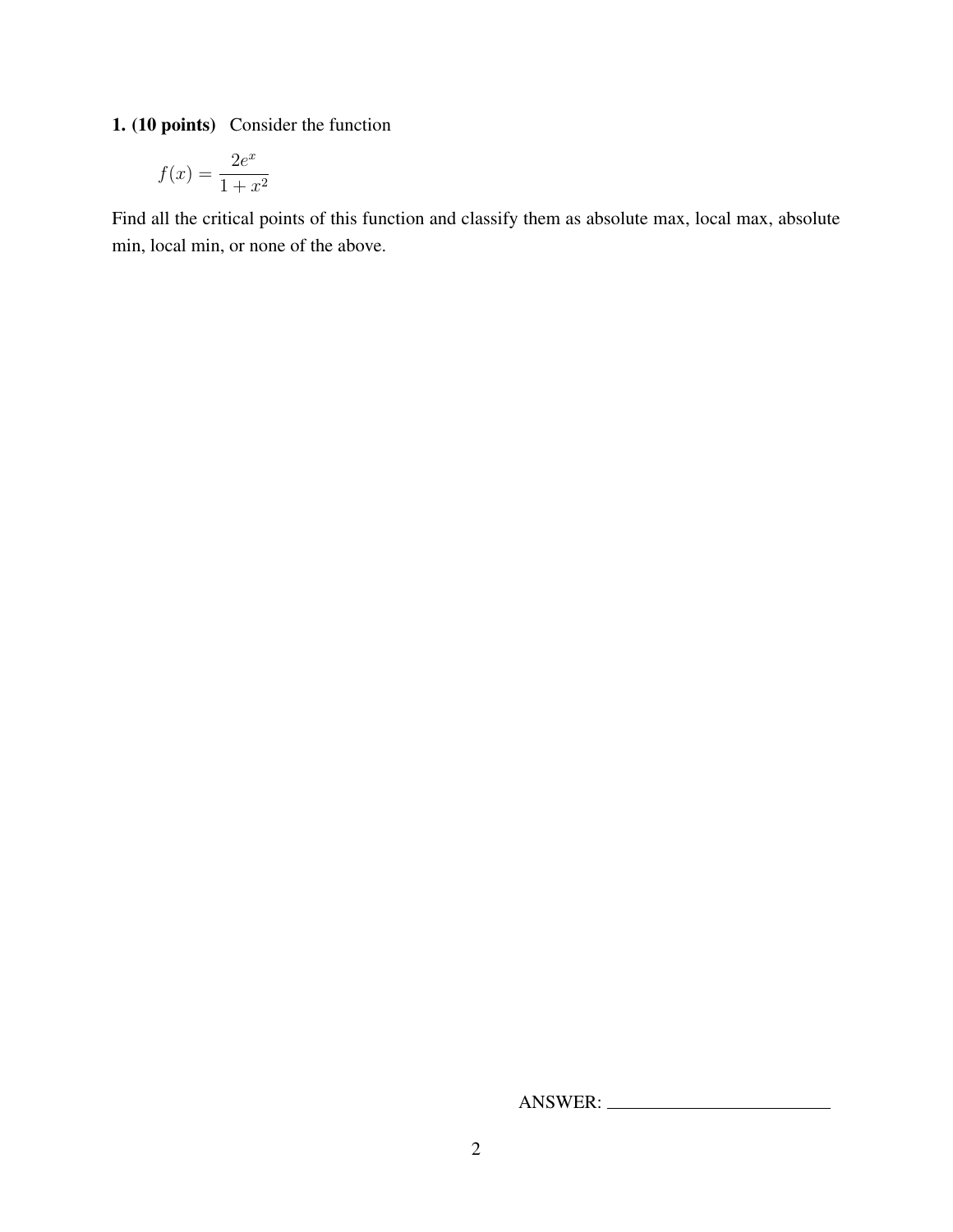**1. (10 points)** Consider the function

$$f(x) = \frac{2e^x}{1+x^2}$$

Find all the critical points of this function and classify them as absolute max, local max, absolute min, local min, or none of the above.

ANSWER: ______________________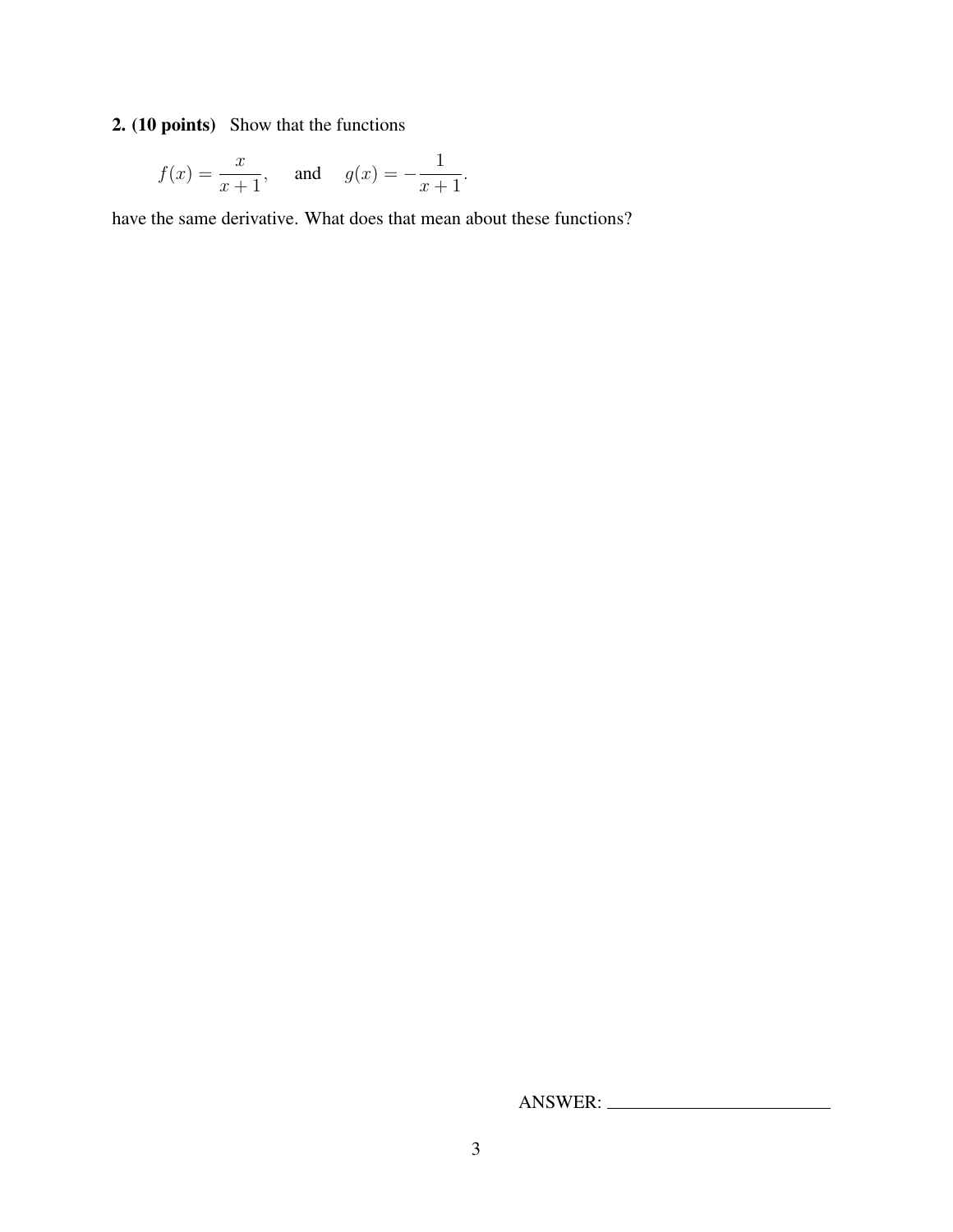**2. (10 points)** Show that the functions

$$f(x) = \frac{x}{x+1}, \quad \text{and} \quad g(x) = -\frac{1}{x+1}.$$

have the same derivative. What does that mean about these functions?

ANSWER: ________________________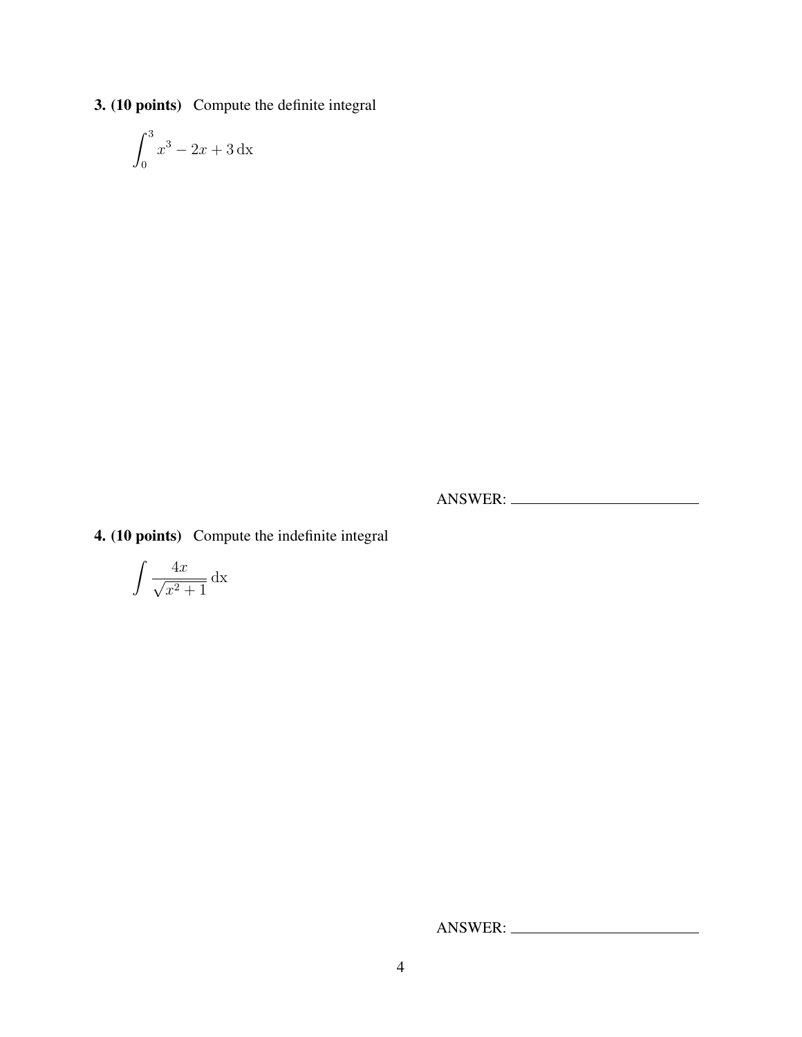**3. (10 points)** Compute the definite integral

$$\int_0^3 x^3 - 2x + 3 \, \mathrm{dx}$$

ANSWER: ________________________

**4. (10 points)** Compute the indefinite integral

$$\int \frac{4x}{\sqrt{x^2+1}} \, \mathrm{dx}$$

ANSWER: ________________________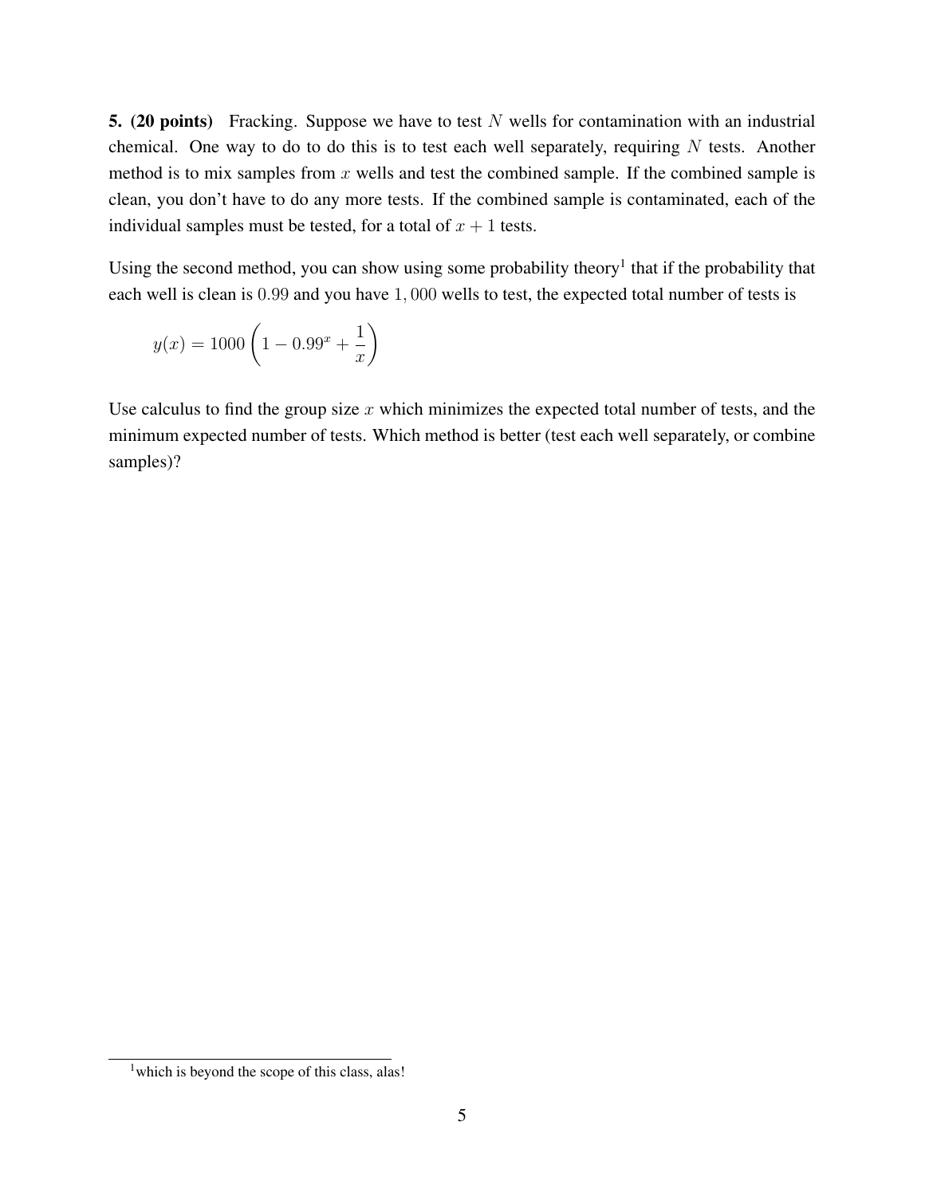**5. (20 points)** Fracking. Suppose we have to test $N$ wells for contamination with an industrial chemical. One way to do to do this is to test each well separately, requiring $N$ tests. Another method is to mix samples from $x$ wells and test the combined sample. If the combined sample is clean, you don't have to do any more tests. If the combined sample is contaminated, each of the individual samples must be tested, for a total of $x + 1$ tests.

Using the second method, you can show using some probability theory[1] that if the probability that each well is clean is $0.99$ and you have $1,000$ wells to test, the expected total number of tests is

$$y(x) = 1000 \left( 1 - 0.99^x + \frac{1}{x} \right)$$

Use calculus to find the group size $x$ which minimizes the expected total number of tests, and the minimum expected number of tests. Which method is better (test each well separately, or combine samples)?

[1] which is beyond the scope of this class, alas!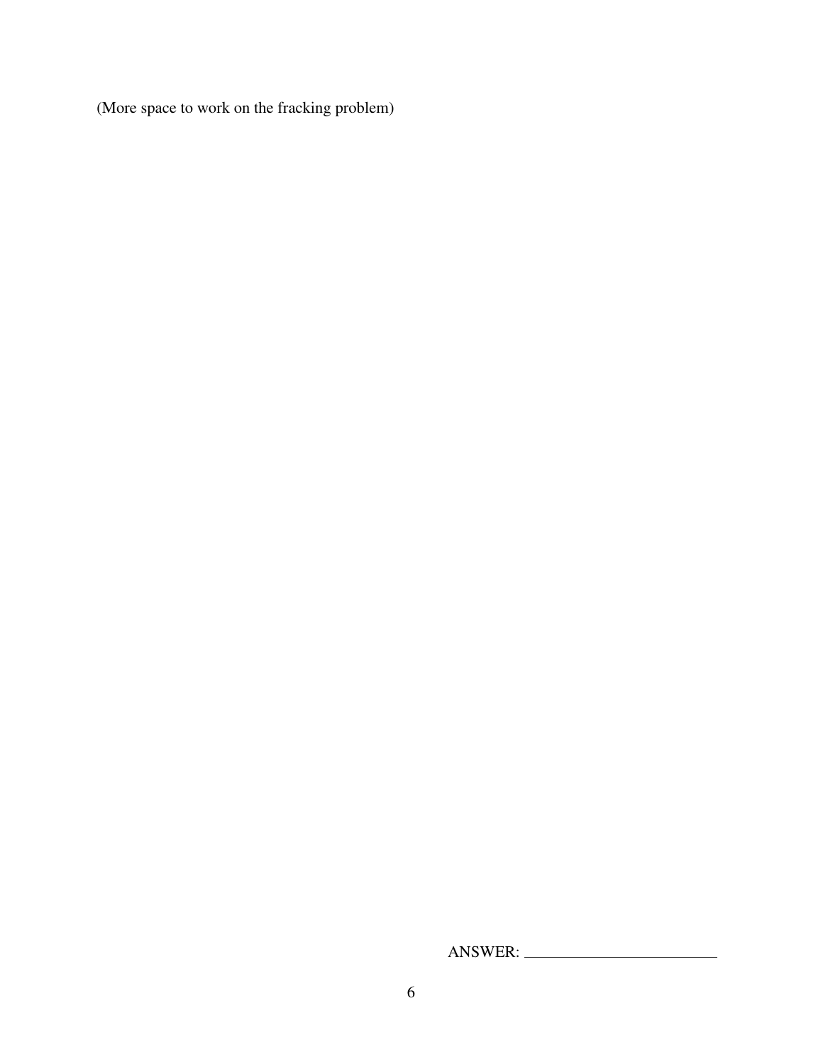(More space to work on the fracking problem)

ANSWER: \_\_\_\_\_\_\_\_\_\_\_\_\_\_\_\_\_\_\_\_\_\_\_\_